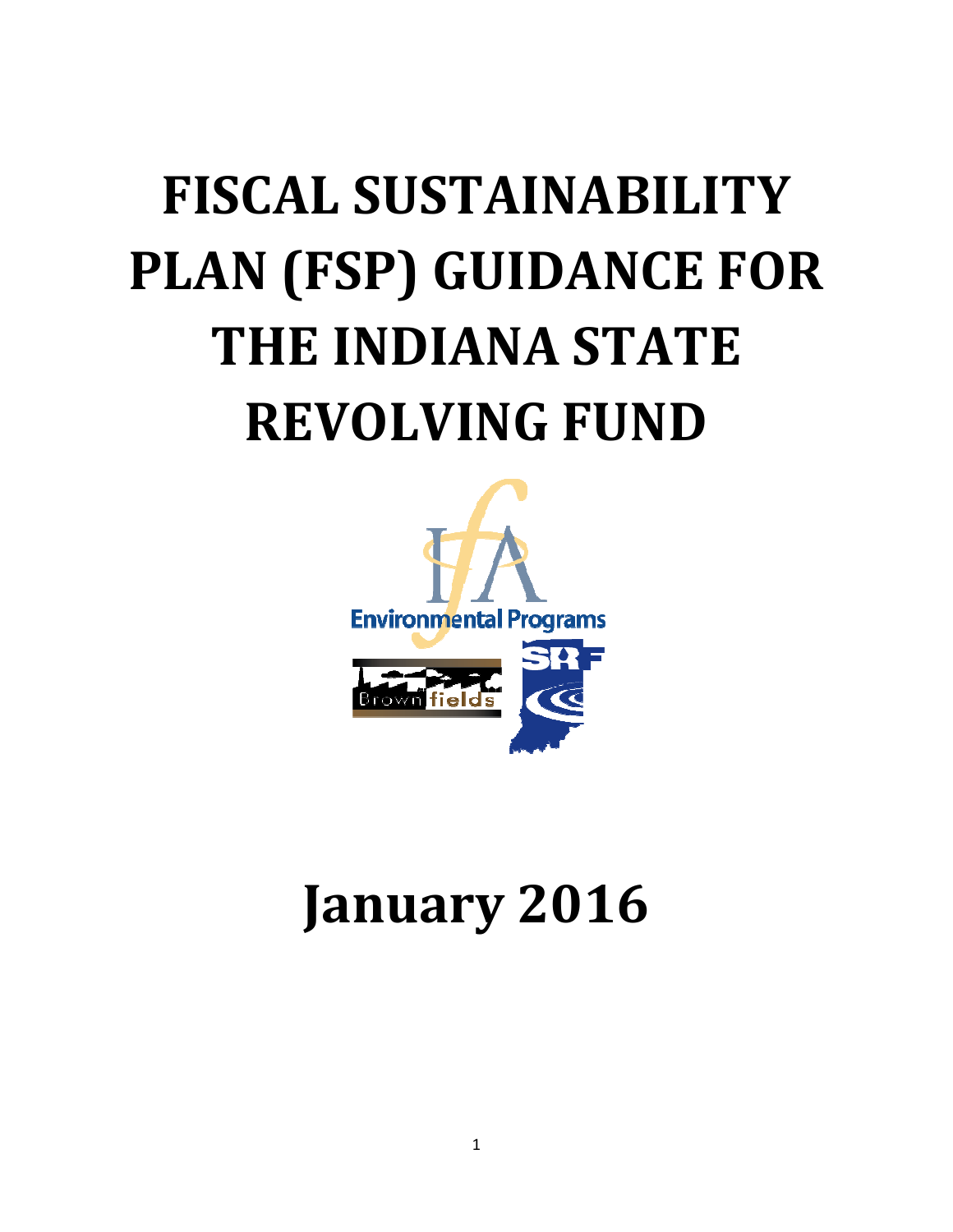# FISCAL SUSTAINABILITY PLAN (FSP) GUIDANCE FOR THE INDIANA STATE REVOLVING FUND

# January 2016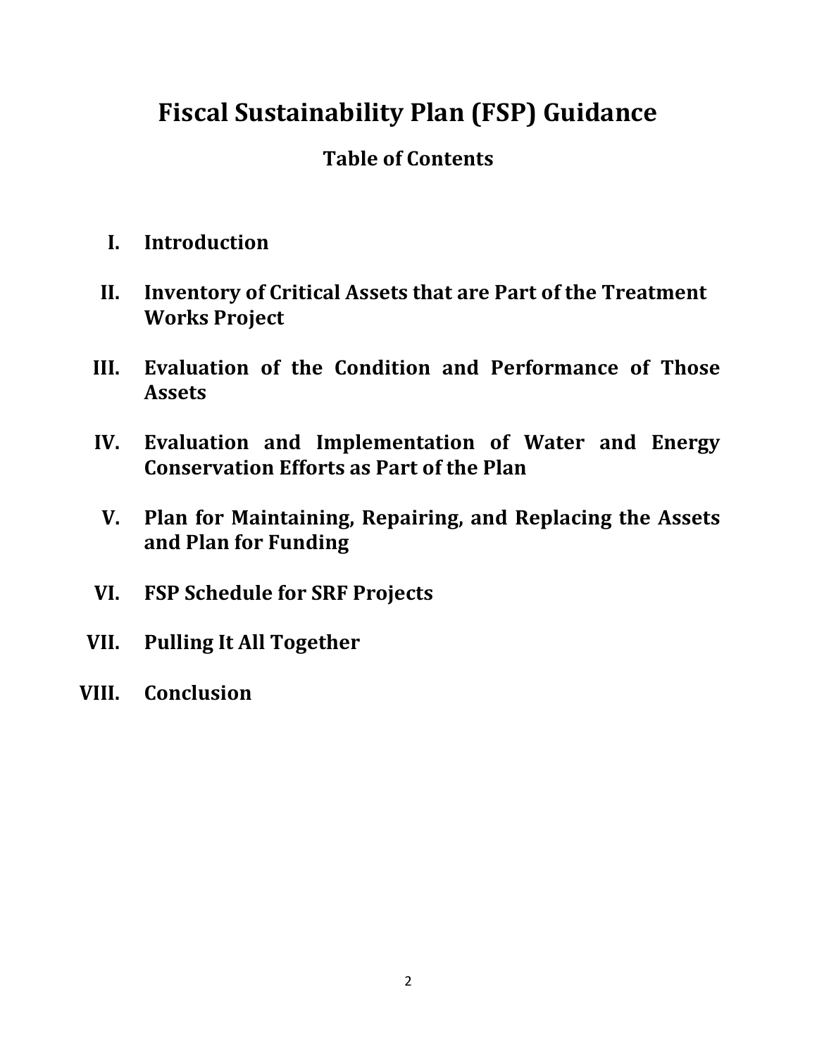# Fiscal Sustainability Plan (FSP) Guidance

## Table of Contents

I. **Introduction**

II. **Inventory of Critical Assets that are Part of the Treatment Works Project**

III. **Evaluation of the Condition and Performance of Those Assets**

IV. **Evaluation and Implementation of Water and Energy Conservation Efforts as Part of the Plan**

V. **Plan for Maintaining, Repairing, and Replacing the Assets and Plan for Funding**

VI. **FSP Schedule for SRF Projects**

VII. **Pulling It All Together**

VIII. **Conclusion**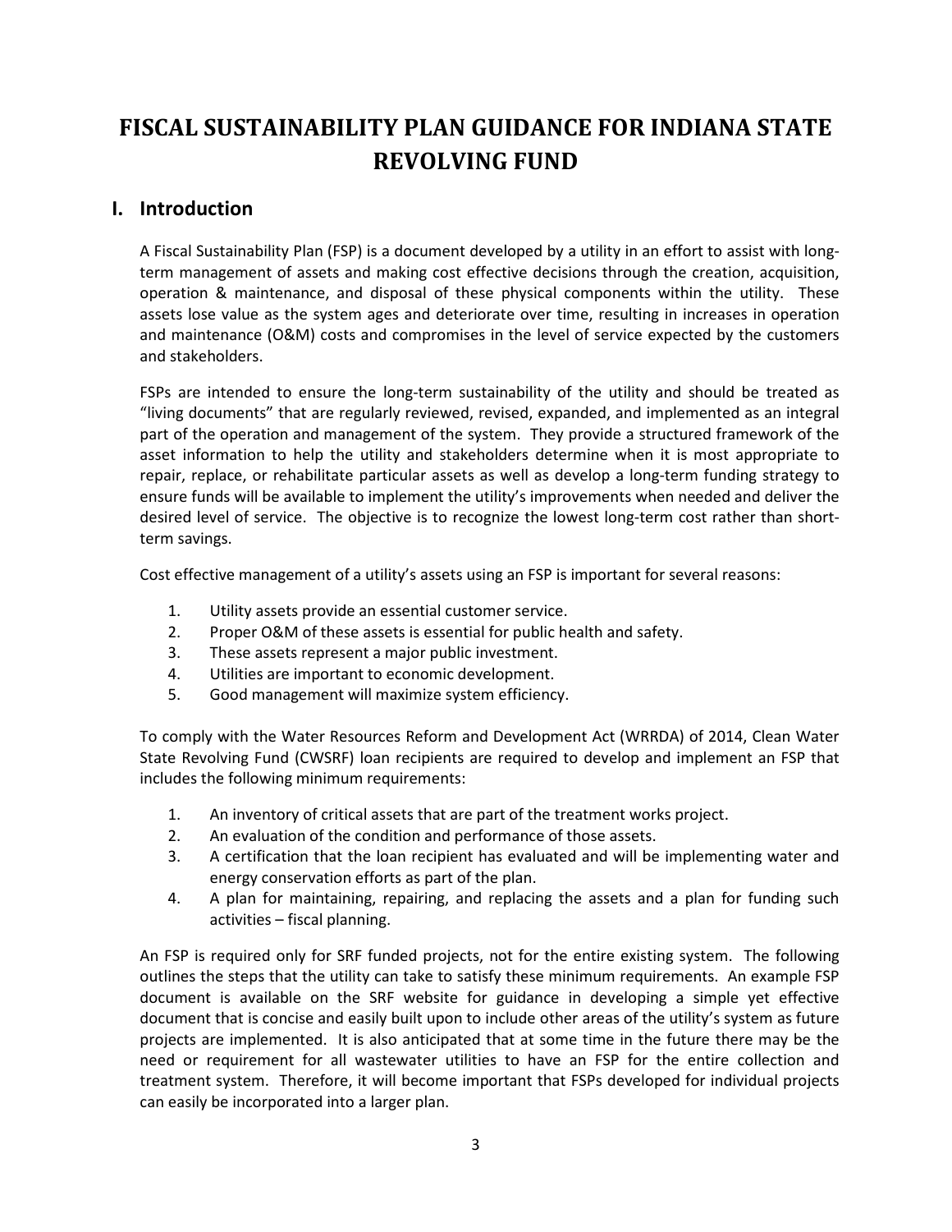# FISCAL SUSTAINABILITY PLAN GUIDANCE FOR INDIANA STATE REVOLVING FUND

## I. Introduction

A Fiscal Sustainability Plan (FSP) is a document developed by a utility in an effort to assist with long-term management of assets and making cost effective decisions through the creation, acquisition, operation & maintenance, and disposal of these physical components within the utility. These assets lose value as the system ages and deteriorate over time, resulting in increases in operation and maintenance (O&M) costs and compromises in the level of service expected by the customers and stakeholders.

FSPs are intended to ensure the long-term sustainability of the utility and should be treated as "living documents" that are regularly reviewed, revised, expanded, and implemented as an integral part of the operation and management of the system. They provide a structured framework of the asset information to help the utility and stakeholders determine when it is most appropriate to repair, replace, or rehabilitate particular assets as well as develop a long-term funding strategy to ensure funds will be available to implement the utility's improvements when needed and deliver the desired level of service. The objective is to recognize the lowest long-term cost rather than short-term savings.

Cost effective management of a utility's assets using an FSP is important for several reasons:

1. Utility assets provide an essential customer service.
2. Proper O&M of these assets is essential for public health and safety.
3. These assets represent a major public investment.
4. Utilities are important to economic development.
5. Good management will maximize system efficiency.

To comply with the Water Resources Reform and Development Act (WRRDA) of 2014, Clean Water State Revolving Fund (CWSRF) loan recipients are required to develop and implement an FSP that includes the following minimum requirements:

1. An inventory of critical assets that are part of the treatment works project.
2. An evaluation of the condition and performance of those assets.
3. A certification that the loan recipient has evaluated and will be implementing water and energy conservation efforts as part of the plan.
4. A plan for maintaining, repairing, and replacing the assets and a plan for funding such activities – fiscal planning.

An FSP is required only for SRF funded projects, not for the entire existing system. The following outlines the steps that the utility can take to satisfy these minimum requirements. An example FSP document is available on the SRF website for guidance in developing a simple yet effective document that is concise and easily built upon to include other areas of the utility's system as future projects are implemented. It is also anticipated that at some time in the future there may be the need or requirement for all wastewater utilities to have an FSP for the entire collection and treatment system. Therefore, it will become important that FSPs developed for individual projects can easily be incorporated into a larger plan.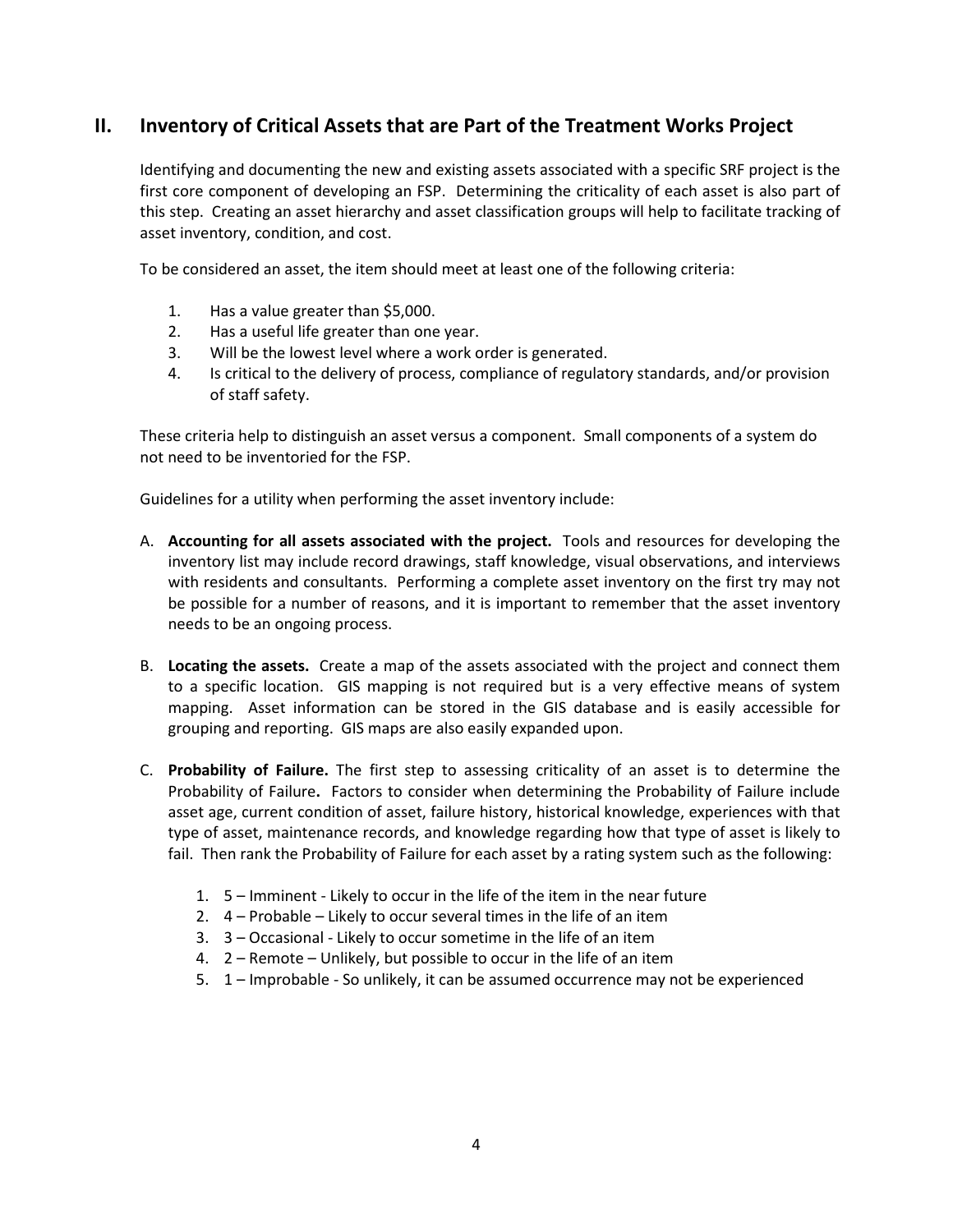## II. Inventory of Critical Assets that are Part of the Treatment Works Project

Identifying and documenting the new and existing assets associated with a specific SRF project is the first core component of developing an FSP. Determining the criticality of each asset is also part of this step. Creating an asset hierarchy and asset classification groups will help to facilitate tracking of asset inventory, condition, and cost.

To be considered an asset, the item should meet at least one of the following criteria:

1. Has a value greater than $5,000.
2. Has a useful life greater than one year.
3. Will be the lowest level where a work order is generated.
4. Is critical to the delivery of process, compliance of regulatory standards, and/or provision of staff safety.

These criteria help to distinguish an asset versus a component. Small components of a system do not need to be inventoried for the FSP.

Guidelines for a utility when performing the asset inventory include:

A. **Accounting for all assets associated with the project.** Tools and resources for developing the inventory list may include record drawings, staff knowledge, visual observations, and interviews with residents and consultants. Performing a complete asset inventory on the first try may not be possible for a number of reasons, and it is important to remember that the asset inventory needs to be an ongoing process.

B. **Locating the assets.** Create a map of the assets associated with the project and connect them to a specific location. GIS mapping is not required but is a very effective means of system mapping. Asset information can be stored in the GIS database and is easily accessible for grouping and reporting. GIS maps are also easily expanded upon.

C. **Probability of Failure.** The first step to assessing criticality of an asset is to determine the Probability of Failure**.** Factors to consider when determining the Probability of Failure include asset age, current condition of asset, failure history, historical knowledge, experiences with that type of asset, maintenance records, and knowledge regarding how that type of asset is likely to fail. Then rank the Probability of Failure for each asset by a rating system such as the following:

    1. 5 – Imminent - Likely to occur in the life of the item in the near future
    2. 4 – Probable – Likely to occur several times in the life of an item
    3. 3 – Occasional - Likely to occur sometime in the life of an item
    4. 2 – Remote – Unlikely, but possible to occur in the life of an item
    5. 1 – Improbable - So unlikely, it can be assumed occurrence may not be experienced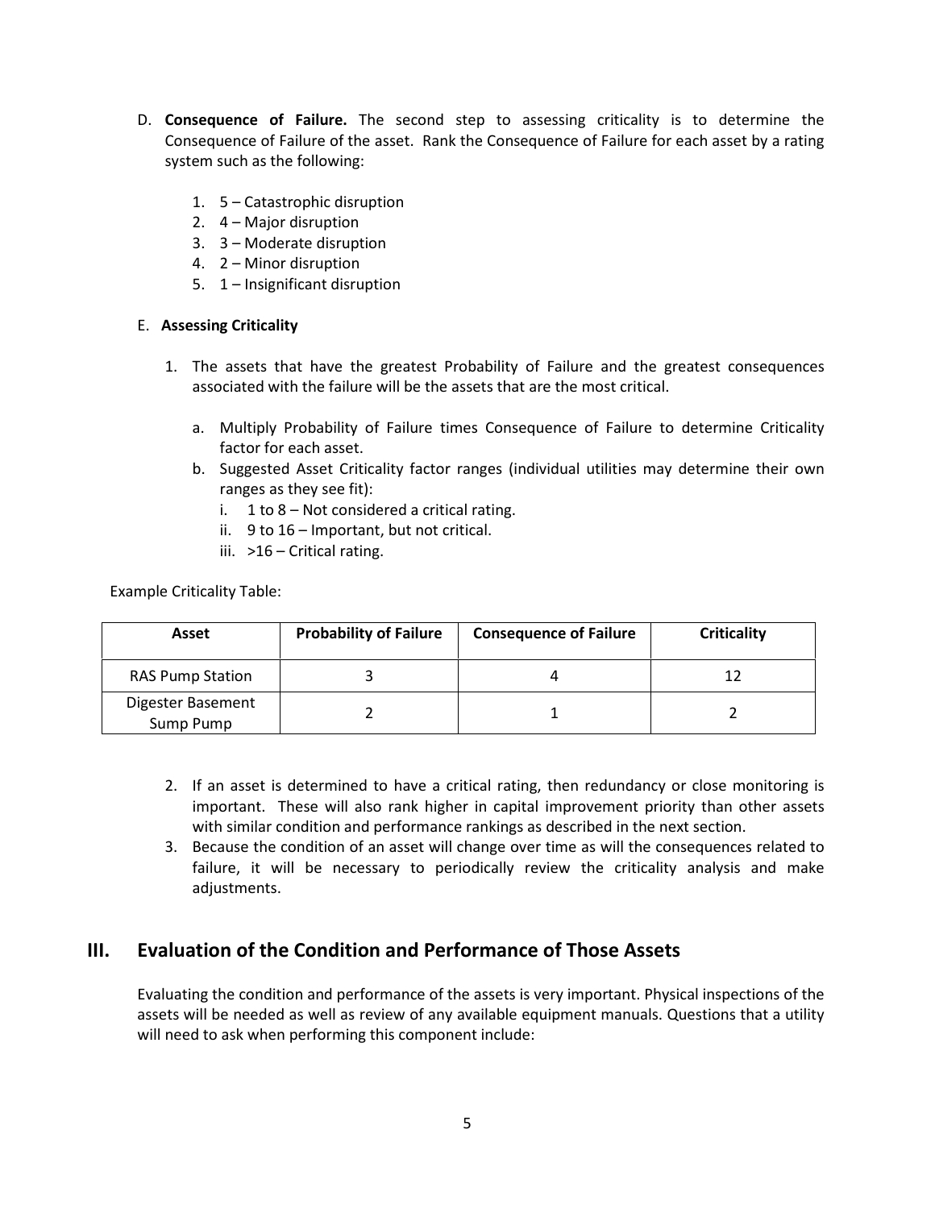D. **Consequence of Failure.** The second step to assessing criticality is to determine the Consequence of Failure of the asset. Rank the Consequence of Failure for each asset by a rating system such as the following:

1. 5 – Catastrophic disruption
2. 4 – Major disruption
3. 3 – Moderate disruption
4. 2 – Minor disruption
5. 1 – Insignificant disruption

E. **Assessing Criticality**

1. The assets that have the greatest Probability of Failure and the greatest consequences associated with the failure will be the assets that are the most critical.
   a. Multiply Probability of Failure times Consequence of Failure to determine Criticality factor for each asset.
   b. Suggested Asset Criticality factor ranges (individual utilities may determine their own ranges as they see fit):
      i. 1 to 8 – Not considered a critical rating.
      ii. 9 to 16 – Important, but not critical.
      iii. >16 – Critical rating.

Example Criticality Table:

| Asset | Probability of Failure | Consequence of Failure | Criticality |
|---|---|---|---|
| RAS Pump Station | 3 | 4 | 12 |
| Digester Basement Sump Pump | 2 | 1 | 2 |

2. If an asset is determined to have a critical rating, then redundancy or close monitoring is important. These will also rank higher in capital improvement priority than other assets with similar condition and performance rankings as described in the next section.
3. Because the condition of an asset will change over time as will the consequences related to failure, it will be necessary to periodically review the criticality analysis and make adjustments.

## III. Evaluation of the Condition and Performance of Those Assets

Evaluating the condition and performance of the assets is very important. Physical inspections of the assets will be needed as well as review of any available equipment manuals. Questions that a utility will need to ask when performing this component include: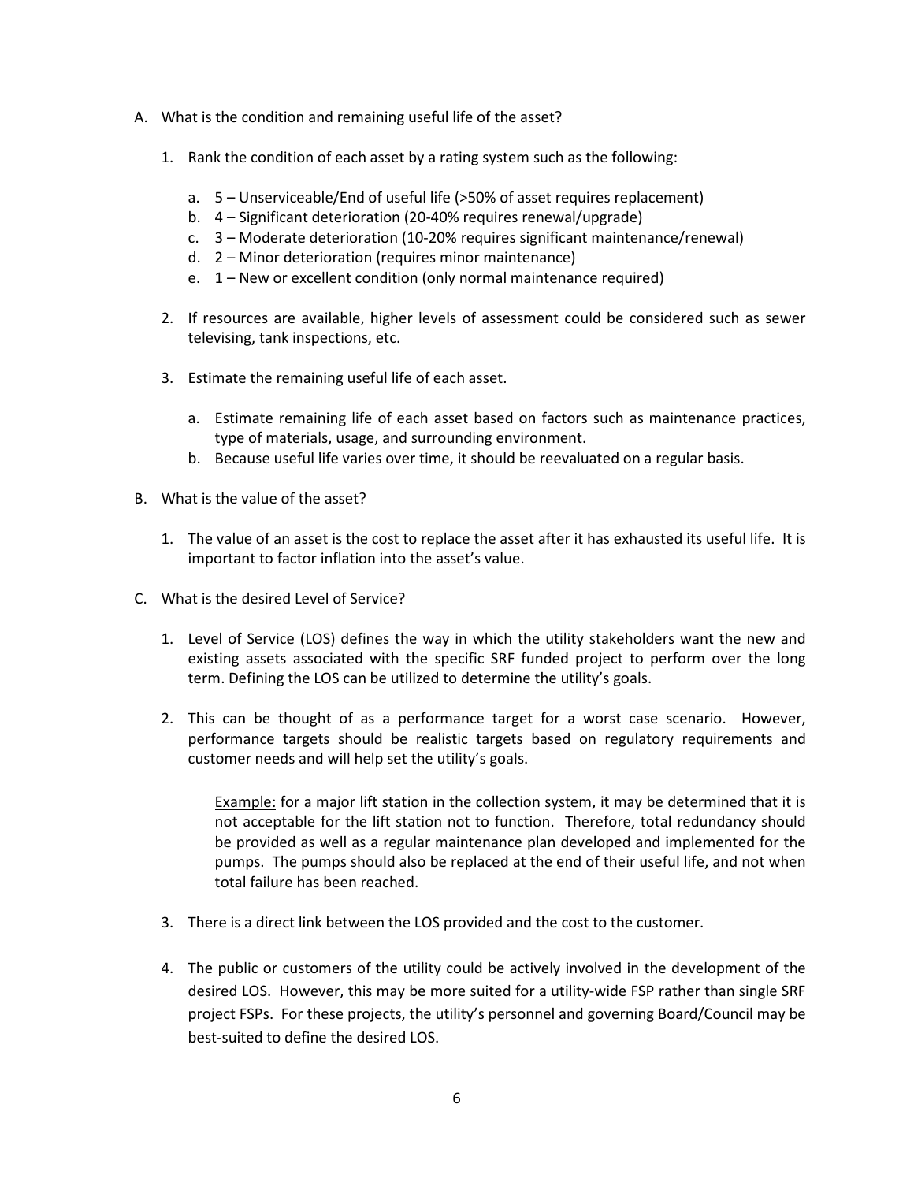A. What is the condition and remaining useful life of the asset?

   1. Rank the condition of each asset by a rating system such as the following:

      a. 5 – Unserviceable/End of useful life (>50% of asset requires replacement)
      b. 4 – Significant deterioration (20-40% requires renewal/upgrade)
      c. 3 – Moderate deterioration (10-20% requires significant maintenance/renewal)
      d. 2 – Minor deterioration (requires minor maintenance)
      e. 1 – New or excellent condition (only normal maintenance required)

   2. If resources are available, higher levels of assessment could be considered such as sewer televising, tank inspections, etc.

   3. Estimate the remaining useful life of each asset.

      a. Estimate remaining life of each asset based on factors such as maintenance practices, type of materials, usage, and surrounding environment.
      b. Because useful life varies over time, it should be reevaluated on a regular basis.

B. What is the value of the asset?

   1. The value of an asset is the cost to replace the asset after it has exhausted its useful life. It is important to factor inflation into the asset's value.

C. What is the desired Level of Service?

   1. Level of Service (LOS) defines the way in which the utility stakeholders want the new and existing assets associated with the specific SRF funded project to perform over the long term. Defining the LOS can be utilized to determine the utility's goals.

   2. This can be thought of as a performance target for a worst case scenario. However, performance targets should be realistic targets based on regulatory requirements and customer needs and will help set the utility's goals.

      <u>Example:</u> for a major lift station in the collection system, it may be determined that it is not acceptable for the lift station not to function. Therefore, total redundancy should be provided as well as a regular maintenance plan developed and implemented for the pumps. The pumps should also be replaced at the end of their useful life, and not when total failure has been reached.

   3. There is a direct link between the LOS provided and the cost to the customer.

   4. The public or customers of the utility could be actively involved in the development of the desired LOS. However, this may be more suited for a utility-wide FSP rather than single SRF project FSPs. For these projects, the utility's personnel and governing Board/Council may be best-suited to define the desired LOS.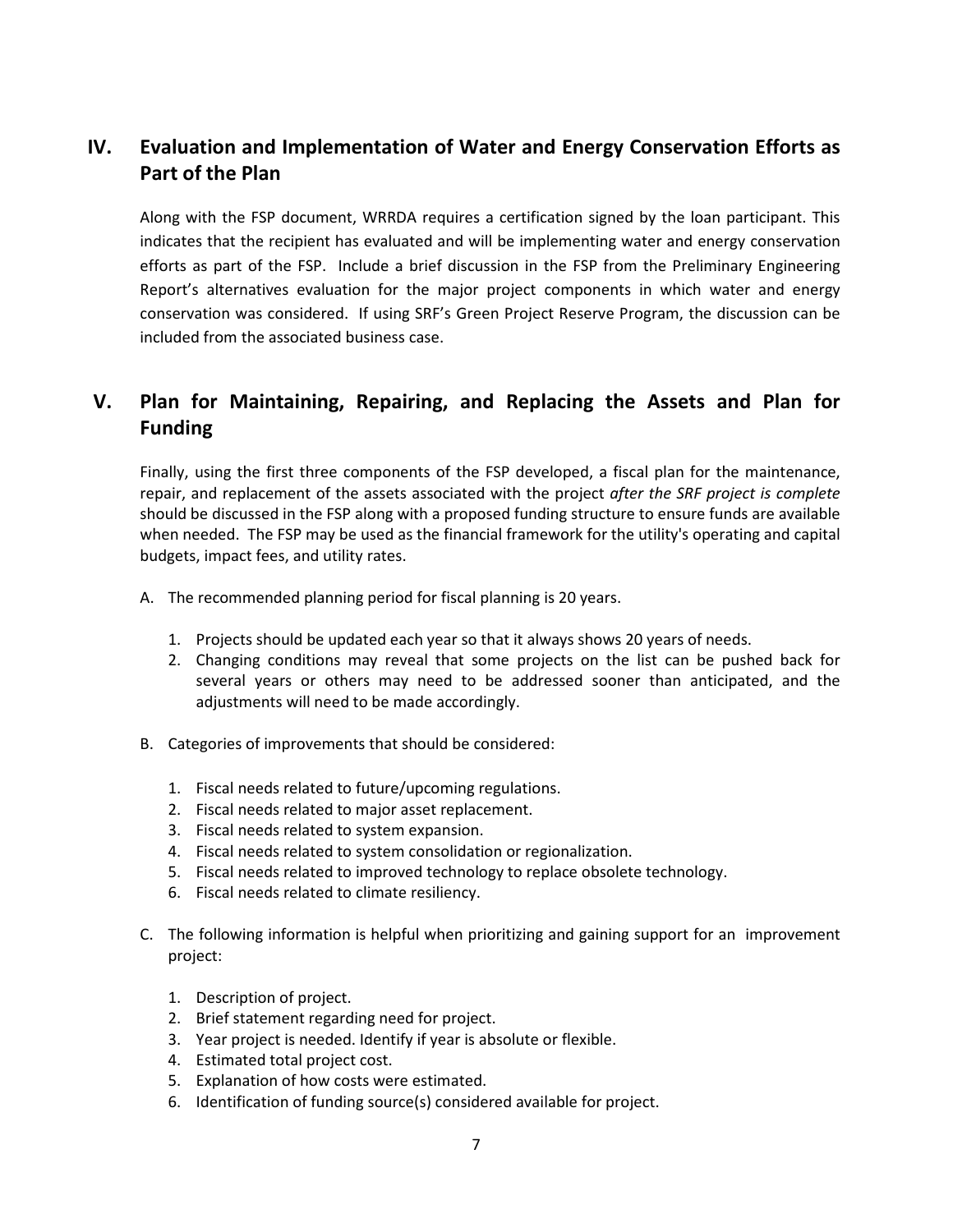## IV. Evaluation and Implementation of Water and Energy Conservation Efforts as Part of the Plan

Along with the FSP document, WRRDA requires a certification signed by the loan participant. This indicates that the recipient has evaluated and will be implementing water and energy conservation efforts as part of the FSP. Include a brief discussion in the FSP from the Preliminary Engineering Report's alternatives evaluation for the major project components in which water and energy conservation was considered. If using SRF's Green Project Reserve Program, the discussion can be included from the associated business case.

## V. Plan for Maintaining, Repairing, and Replacing the Assets and Plan for Funding

Finally, using the first three components of the FSP developed, a fiscal plan for the maintenance, repair, and replacement of the assets associated with the project *after the SRF project is complete* should be discussed in the FSP along with a proposed funding structure to ensure funds are available when needed. The FSP may be used as the financial framework for the utility's operating and capital budgets, impact fees, and utility rates.

A. The recommended planning period for fiscal planning is 20 years.

   1. Projects should be updated each year so that it always shows 20 years of needs.
   2. Changing conditions may reveal that some projects on the list can be pushed back for several years or others may need to be addressed sooner than anticipated, and the adjustments will need to be made accordingly.

B. Categories of improvements that should be considered:

   1. Fiscal needs related to future/upcoming regulations.
   2. Fiscal needs related to major asset replacement.
   3. Fiscal needs related to system expansion.
   4. Fiscal needs related to system consolidation or regionalization.
   5. Fiscal needs related to improved technology to replace obsolete technology.
   6. Fiscal needs related to climate resiliency.

C. The following information is helpful when prioritizing and gaining support for an improvement project:

   1. Description of project.
   2. Brief statement regarding need for project.
   3. Year project is needed. Identify if year is absolute or flexible.
   4. Estimated total project cost.
   5. Explanation of how costs were estimated.
   6. Identification of funding source(s) considered available for project.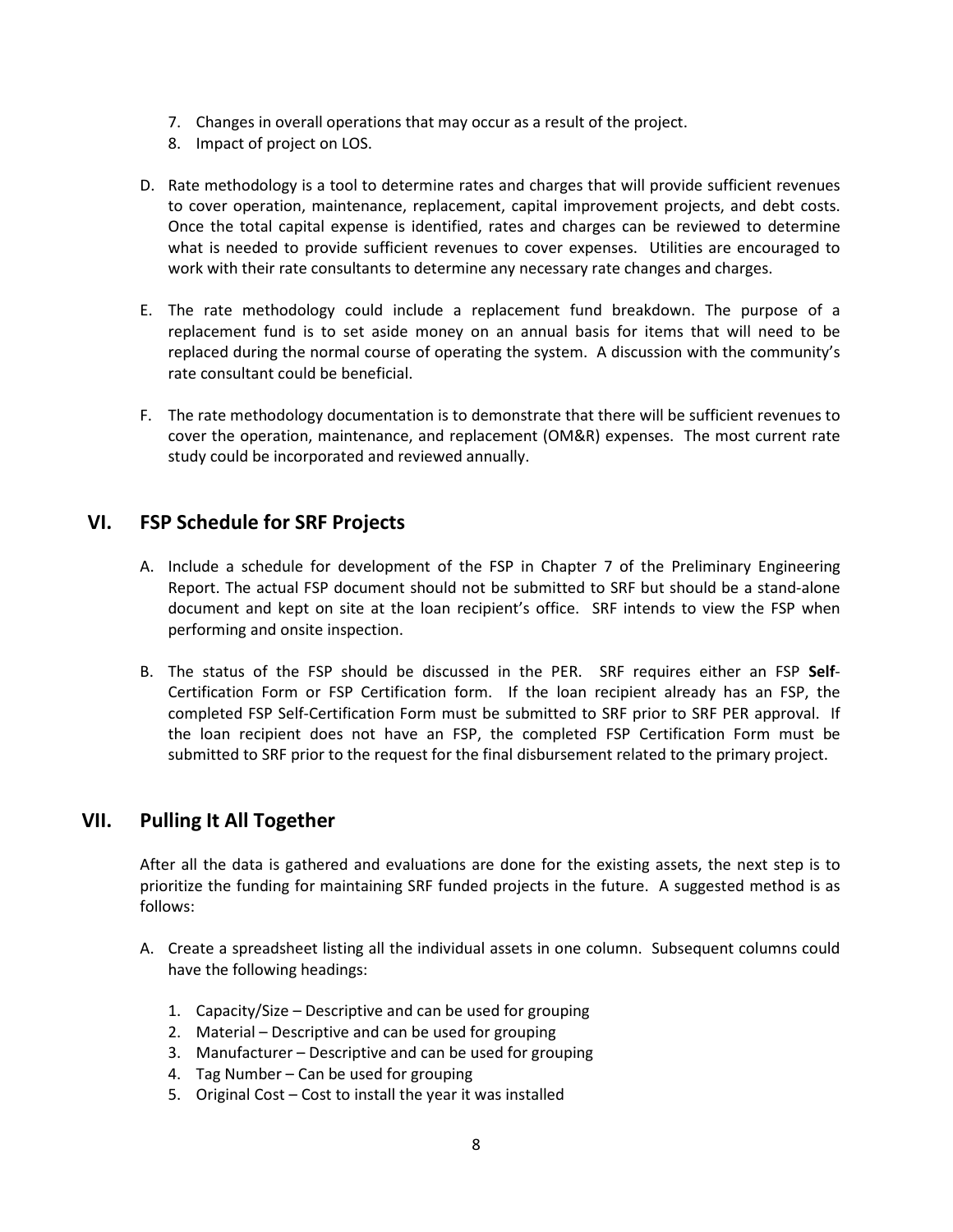7. Changes in overall operations that may occur as a result of the project.
8. Impact of project on LOS.

D. Rate methodology is a tool to determine rates and charges that will provide sufficient revenues to cover operation, maintenance, replacement, capital improvement projects, and debt costs. Once the total capital expense is identified, rates and charges can be reviewed to determine what is needed to provide sufficient revenues to cover expenses. Utilities are encouraged to work with their rate consultants to determine any necessary rate changes and charges.

E. The rate methodology could include a replacement fund breakdown. The purpose of a replacement fund is to set aside money on an annual basis for items that will need to be replaced during the normal course of operating the system. A discussion with the community's rate consultant could be beneficial.

F. The rate methodology documentation is to demonstrate that there will be sufficient revenues to cover the operation, maintenance, and replacement (OM&R) expenses. The most current rate study could be incorporated and reviewed annually.

## VI. FSP Schedule for SRF Projects

A. Include a schedule for development of the FSP in Chapter 7 of the Preliminary Engineering Report. The actual FSP document should not be submitted to SRF but should be a stand-alone document and kept on site at the loan recipient's office. SRF intends to view the FSP when performing and onsite inspection.

B. The status of the FSP should be discussed in the PER. SRF requires either an FSP **Self**-Certification Form or FSP Certification form. If the loan recipient already has an FSP, the completed FSP Self-Certification Form must be submitted to SRF prior to SRF PER approval. If the loan recipient does not have an FSP, the completed FSP Certification Form must be submitted to SRF prior to the request for the final disbursement related to the primary project.

## VII. Pulling It All Together

After all the data is gathered and evaluations are done for the existing assets, the next step is to prioritize the funding for maintaining SRF funded projects in the future. A suggested method is as follows:

A. Create a spreadsheet listing all the individual assets in one column. Subsequent columns could have the following headings:

1. Capacity/Size – Descriptive and can be used for grouping
2. Material – Descriptive and can be used for grouping
3. Manufacturer – Descriptive and can be used for grouping
4. Tag Number – Can be used for grouping
5. Original Cost – Cost to install the year it was installed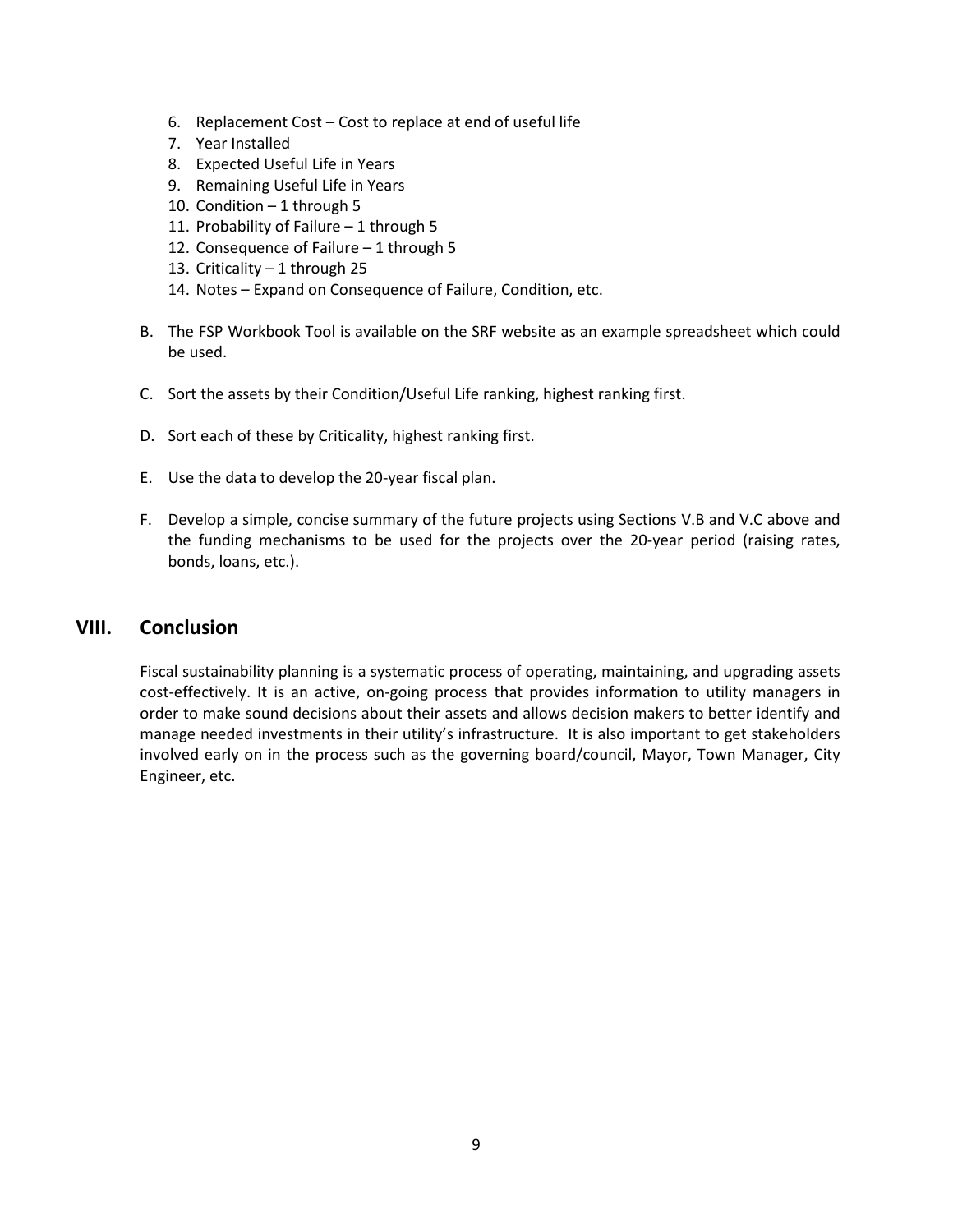6. Replacement Cost – Cost to replace at end of useful life
7. Year Installed
8. Expected Useful Life in Years
9. Remaining Useful Life in Years
10. Condition – 1 through 5
11. Probability of Failure – 1 through 5
12. Consequence of Failure – 1 through 5
13. Criticality – 1 through 25
14. Notes – Expand on Consequence of Failure, Condition, etc.

B. The FSP Workbook Tool is available on the SRF website as an example spreadsheet which could be used.

C. Sort the assets by their Condition/Useful Life ranking, highest ranking first.

D. Sort each of these by Criticality, highest ranking first.

E. Use the data to develop the 20-year fiscal plan.

F. Develop a simple, concise summary of the future projects using Sections V.B and V.C above and the funding mechanisms to be used for the projects over the 20-year period (raising rates, bonds, loans, etc.).

## VIII. Conclusion

Fiscal sustainability planning is a systematic process of operating, maintaining, and upgrading assets cost-effectively. It is an active, on-going process that provides information to utility managers in order to make sound decisions about their assets and allows decision makers to better identify and manage needed investments in their utility's infrastructure. It is also important to get stakeholders involved early on in the process such as the governing board/council, Mayor, Town Manager, City Engineer, etc.